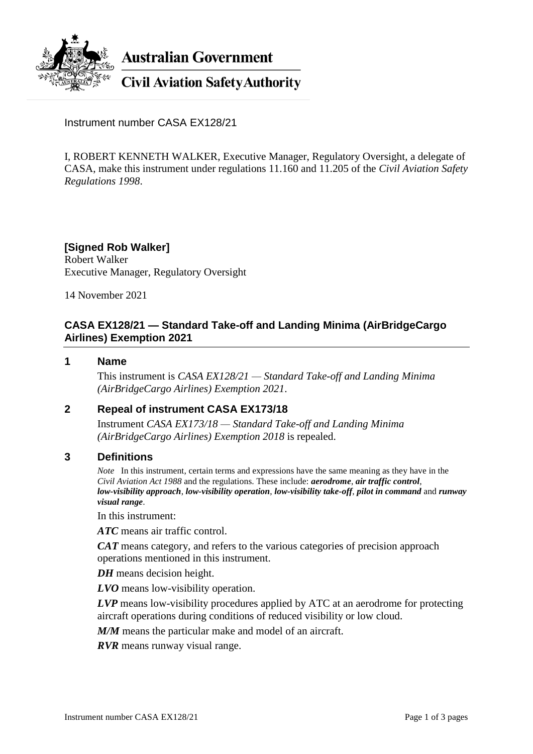Australian Government

Civil Aviation Safety Authority

Instrument number CASA EX128/21

I, ROBERT KENNETH WALKER, Executive Manager, Regulatory Oversight, a delegate of CASA, make this instrument under regulations 11.160 and 11.205 of the *Civil Aviation Safety Regulations 1998*.

**[Signed Rob Walker]**
Robert Walker
Executive Manager, Regulatory Oversight

14 November 2021

## CASA EX128/21 — Standard Take-off and Landing Minima (AirBridgeCargo Airlines) Exemption 2021

### 1 Name

This instrument is *CASA EX128/21 — Standard Take-off and Landing Minima (AirBridgeCargo Airlines) Exemption 2021*.

### 2 Repeal of instrument CASA EX173/18

Instrument *CASA EX173/18 — Standard Take-off and Landing Minima (AirBridgeCargo Airlines) Exemption 2018* is repealed.

### 3 Definitions

*Note* In this instrument, certain terms and expressions have the same meaning as they have in the *Civil Aviation Act 1988* and the regulations. These include: ***aerodrome***, ***air traffic control***, ***low-visibility approach***, ***low-visibility operation***, ***low-visibility take-off***, ***pilot in command*** and ***runway visual range***.

In this instrument:

***ATC*** means air traffic control.

***CAT*** means category, and refers to the various categories of precision approach operations mentioned in this instrument.

***DH*** means decision height.

***LVO*** means low-visibility operation.

***LVP*** means low-visibility procedures applied by ATC at an aerodrome for protecting aircraft operations during conditions of reduced visibility or low cloud.

***M/M*** means the particular make and model of an aircraft.

***RVR*** means runway visual range.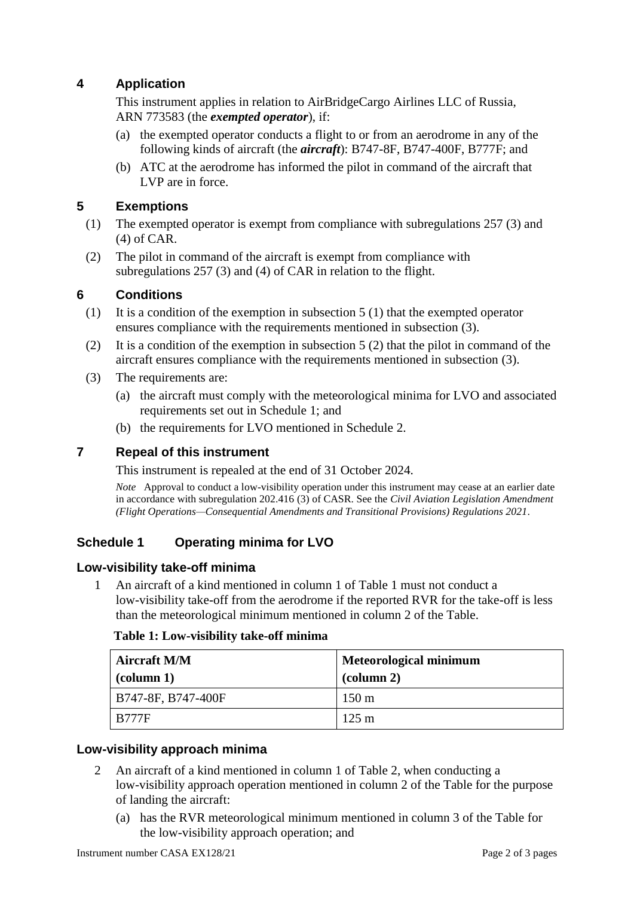## 4 Application

This instrument applies in relation to AirBridgeCargo Airlines LLC of Russia, ARN 773583 (the ***exempted operator***), if:

(a) the exempted operator conducts a flight to or from an aerodrome in any of the following kinds of aircraft (the ***aircraft***): B747-8F, B747-400F, B777F; and

(b) ATC at the aerodrome has informed the pilot in command of the aircraft that LVP are in force.

## 5 Exemptions

(1) The exempted operator is exempt from compliance with subregulations 257 (3) and (4) of CAR.

(2) The pilot in command of the aircraft is exempt from compliance with subregulations 257 (3) and (4) of CAR in relation to the flight.

## 6 Conditions

(1) It is a condition of the exemption in subsection 5 (1) that the exempted operator ensures compliance with the requirements mentioned in subsection (3).

(2) It is a condition of the exemption in subsection 5 (2) that the pilot in command of the aircraft ensures compliance with the requirements mentioned in subsection (3).

(3) The requirements are:

(a) the aircraft must comply with the meteorological minima for LVO and associated requirements set out in Schedule 1; and

(b) the requirements for LVO mentioned in Schedule 2.

## 7 Repeal of this instrument

This instrument is repealed at the end of 31 October 2024.

*Note* Approval to conduct a low-visibility operation under this instrument may cease at an earlier date in accordance with subregulation 202.416 (3) of CASR. See the *Civil Aviation Legislation Amendment (Flight Operations—Consequential Amendments and Transitional Provisions) Regulations 2021*.

## Schedule 1 Operating minima for LVO

### Low-visibility take-off minima

1 An aircraft of a kind mentioned in column 1 of Table 1 must not conduct a low-visibility take-off from the aerodrome if the reported RVR for the take-off is less than the meteorological minimum mentioned in column 2 of the Table.

**Table 1: Low-visibility take-off minima**

| Aircraft M/M (column 1) | Meteorological minimum (column 2) |
|---|---|
| B747-8F, B747-400F | 150 m |
| B777F | 125 m |

### Low-visibility approach minima

2 An aircraft of a kind mentioned in column 1 of Table 2, when conducting a low-visibility approach operation mentioned in column 2 of the Table for the purpose of landing the aircraft:

(a) has the RVR meteorological minimum mentioned in column 3 of the Table for the low-visibility approach operation; and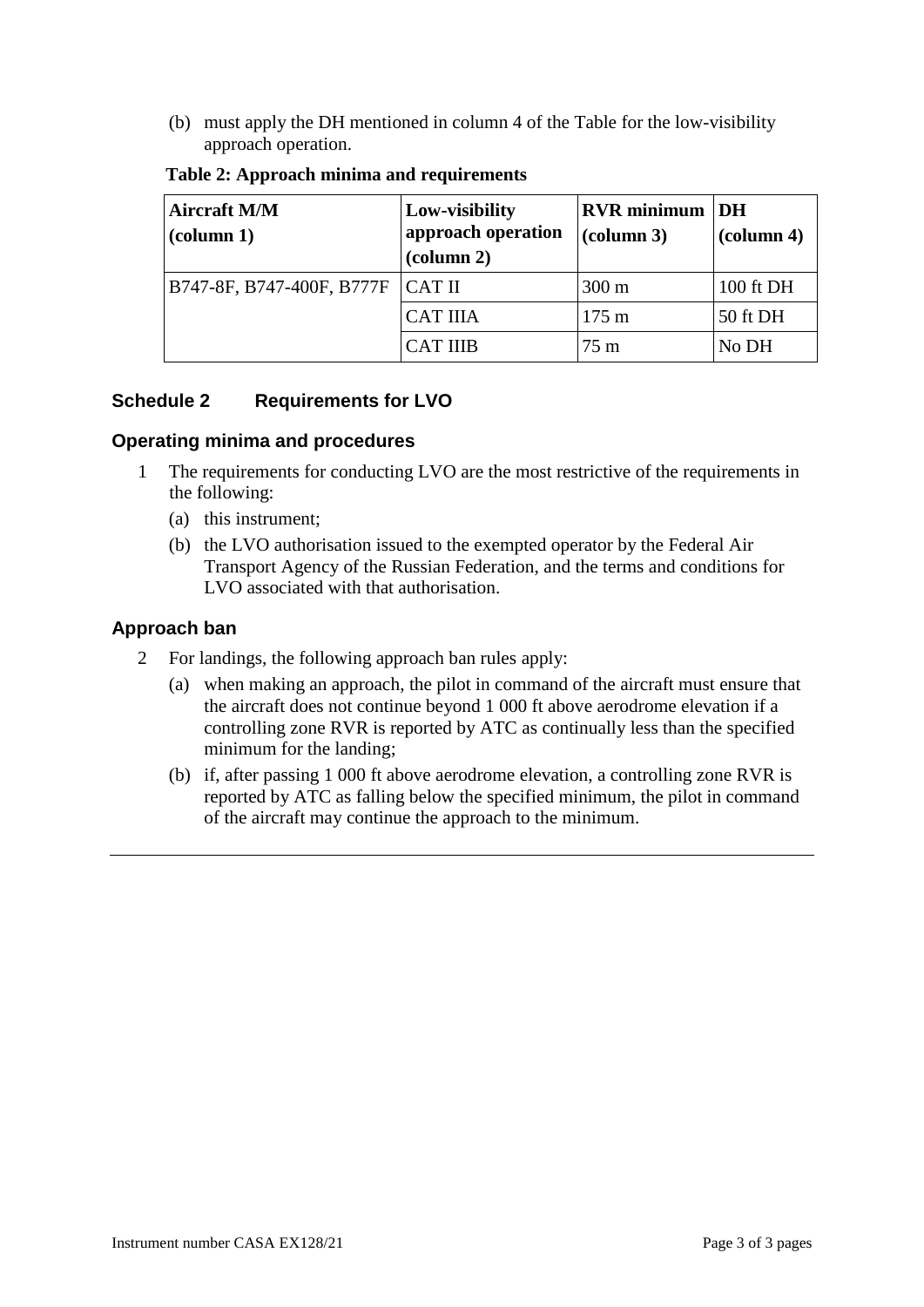(b) must apply the DH mentioned in column 4 of the Table for the low-visibility approach operation.

**Table 2: Approach minima and requirements**

| Aircraft M/M (column 1) | Low-visibility approach operation (column 2) | RVR minimum (column 3) | DH (column 4) |
|---|---|---|---|
| B747-8F, B747-400F, B777F | CAT II | 300 m | 100 ft DH |
| | CAT IIIA | 175 m | 50 ft DH |
| | CAT IIIB | 75 m | No DH |

## Schedule 2 Requirements for LVO

### Operating minima and procedures

1 The requirements for conducting LVO are the most restrictive of the requirements in the following:

(a) this instrument;

(b) the LVO authorisation issued to the exempted operator by the Federal Air Transport Agency of the Russian Federation, and the terms and conditions for LVO associated with that authorisation.

### Approach ban

2 For landings, the following approach ban rules apply:

(a) when making an approach, the pilot in command of the aircraft must ensure that the aircraft does not continue beyond 1 000 ft above aerodrome elevation if a controlling zone RVR is reported by ATC as continually less than the specified minimum for the landing;

(b) if, after passing 1 000 ft above aerodrome elevation, a controlling zone RVR is reported by ATC as falling below the specified minimum, the pilot in command of the aircraft may continue the approach to the minimum.